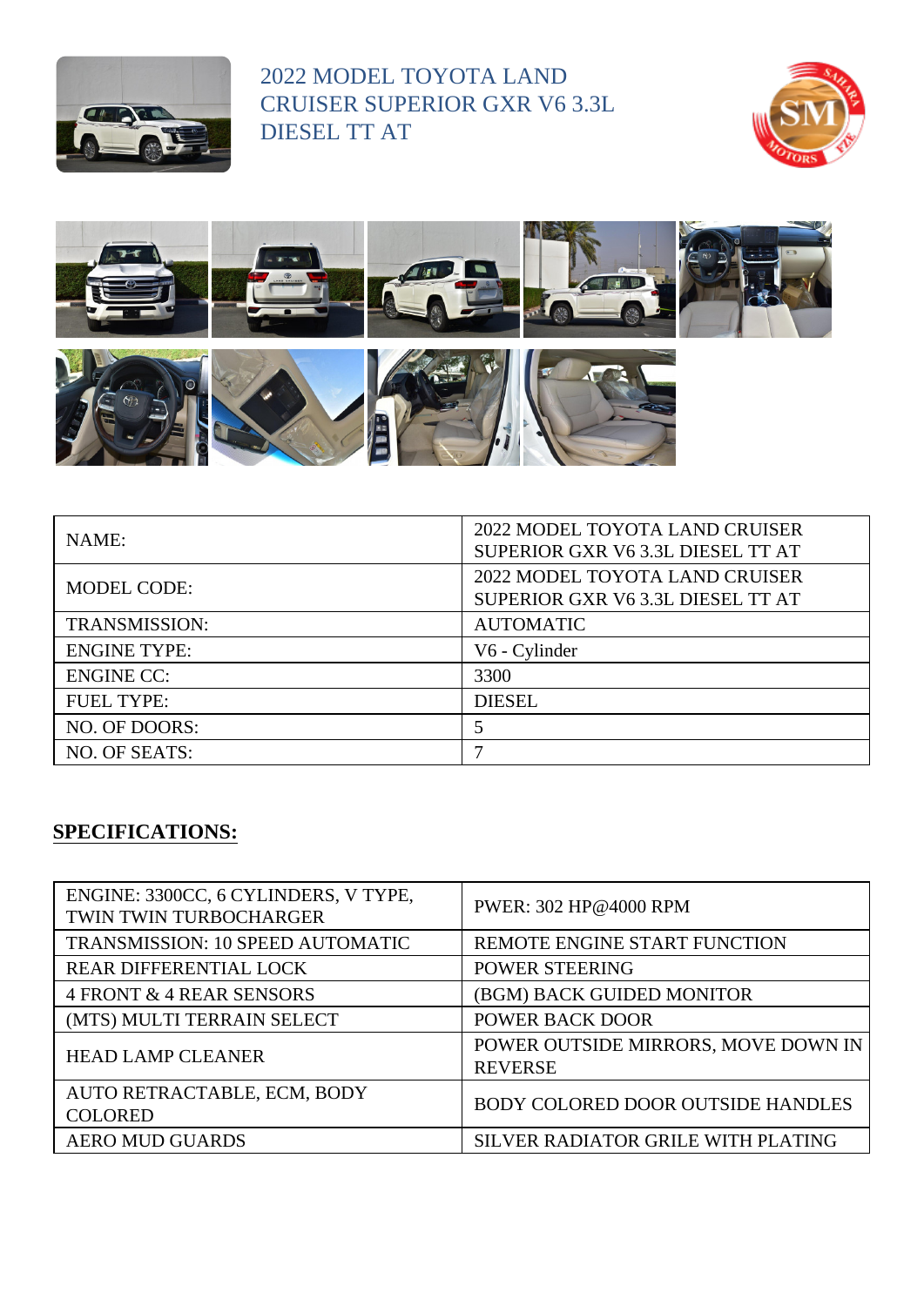# 2022 MODEL TOYOTA LAND CRUISER SUPERIOR GXR V6 3.3L DIESEL TT AT

| NAME: | 2022 MODEL TOYOTA LAND CRUISER SUPERIOR GXR V6 3.3L DIESEL TT AT |
|---|---|
| MODEL CODE: | 2022 MODEL TOYOTA LAND CRUISER SUPERIOR GXR V6 3.3L DIESEL TT AT |
| TRANSMISSION: | AUTOMATIC |
| ENGINE TYPE: | V6 - Cylinder |
| ENGINE CC: | 3300 |
| FUEL TYPE: | DIESEL |
| NO. OF DOORS: | 5 |
| NO. OF SEATS: | 7 |

## SPECIFICATIONS:

| ENGINE: 3300CC, 6 CYLINDERS, V TYPE, TWIN TWIN TURBOCHARGER | PWER: 302 HP@4000 RPM |
|---|---|
| TRANSMISSION: 10 SPEED AUTOMATIC | REMOTE ENGINE START FUNCTION |
| REAR DIFFERENTIAL LOCK | POWER STEERING |
| 4 FRONT & 4 REAR SENSORS | (BGM) BACK GUIDED MONITOR |
| (MTS) MULTI TERRAIN SELECT | POWER BACK DOOR |
| HEAD LAMP CLEANER | POWER OUTSIDE MIRRORS, MOVE DOWN IN REVERSE |
| AUTO RETRACTABLE, ECM, BODY COLORED | BODY COLORED DOOR OUTSIDE HANDLES |
| AERO MUD GUARDS | SILVER RADIATOR GRILE WITH PLATING |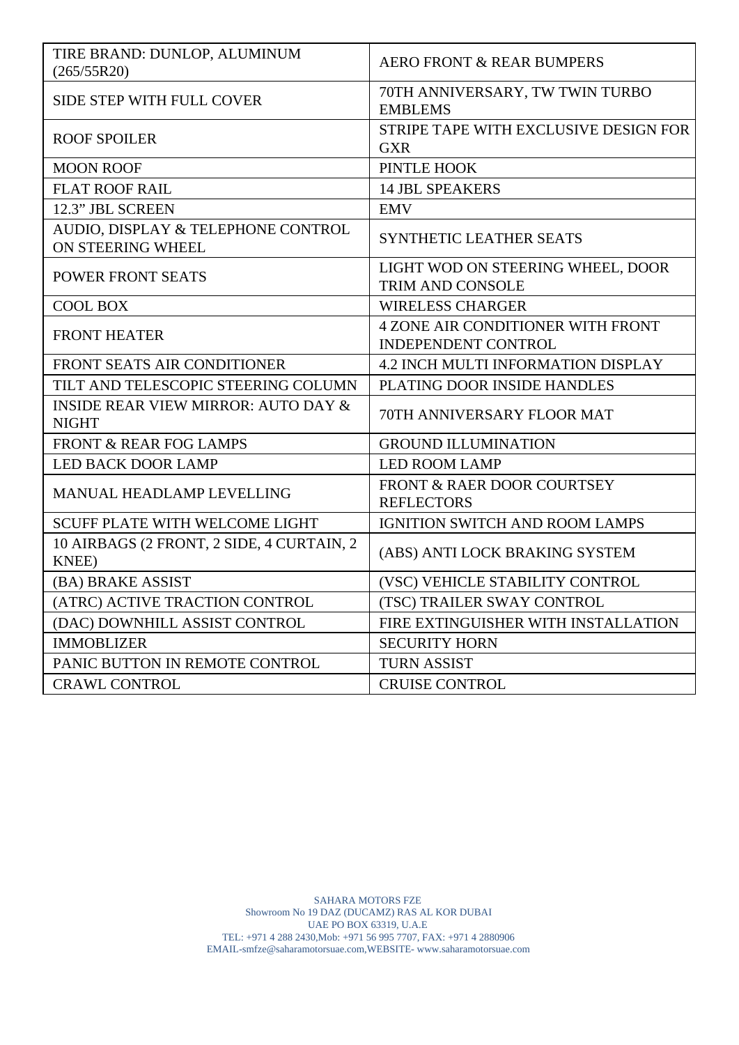| | |
|---|---|
| TIRE BRAND: DUNLOP, ALUMINUM (265/55R20) | AERO FRONT & REAR BUMPERS |
| SIDE STEP WITH FULL COVER | 70TH ANNIVERSARY, TW TWIN TURBO EMBLEMS |
| ROOF SPOILER | STRIPE TAPE WITH EXCLUSIVE DESIGN FOR GXR |
| MOON ROOF | PINTLE HOOK |
| FLAT ROOF RAIL | 14 JBL SPEAKERS |
| 12.3" JBL SCREEN | EMV |
| AUDIO, DISPLAY & TELEPHONE CONTROL ON STEERING WHEEL | SYNTHETIC LEATHER SEATS |
| POWER FRONT SEATS | LIGHT WOD ON STEERING WHEEL, DOOR TRIM AND CONSOLE |
| COOL BOX | WIRELESS CHARGER |
| FRONT HEATER | 4 ZONE AIR CONDITIONER WITH FRONT INDEPENDENT CONTROL |
| FRONT SEATS AIR CONDITIONER | 4.2 INCH MULTI INFORMATION DISPLAY |
| TILT AND TELESCOPIC STEERING COLUMN | PLATING DOOR INSIDE HANDLES |
| INSIDE REAR VIEW MIRROR: AUTO DAY & NIGHT | 70TH ANNIVERSARY FLOOR MAT |
| FRONT & REAR FOG LAMPS | GROUND ILLUMINATION |
| LED BACK DOOR LAMP | LED ROOM LAMP |
| MANUAL HEADLAMP LEVELLING | FRONT & RAER DOOR COURTSEY REFLECTORS |
| SCUFF PLATE WITH WELCOME LIGHT | IGNITION SWITCH AND ROOM LAMPS |
| 10 AIRBAGS (2 FRONT, 2 SIDE, 4 CURTAIN, 2 KNEE) | (ABS) ANTI LOCK BRAKING SYSTEM |
| (BA) BRAKE ASSIST | (VSC) VEHICLE STABILITY CONTROL |
| (ATRC) ACTIVE TRACTION CONTROL | (TSC) TRAILER SWAY CONTROL |
| (DAC) DOWNHILL ASSIST CONTROL | FIRE EXTINGUISHER WITH INSTALLATION |
| IMMOBLIZER | SECURITY HORN |
| PANIC BUTTON IN REMOTE CONTROL | TURN ASSIST |
| CRAWL CONTROL | CRUISE CONTROL |